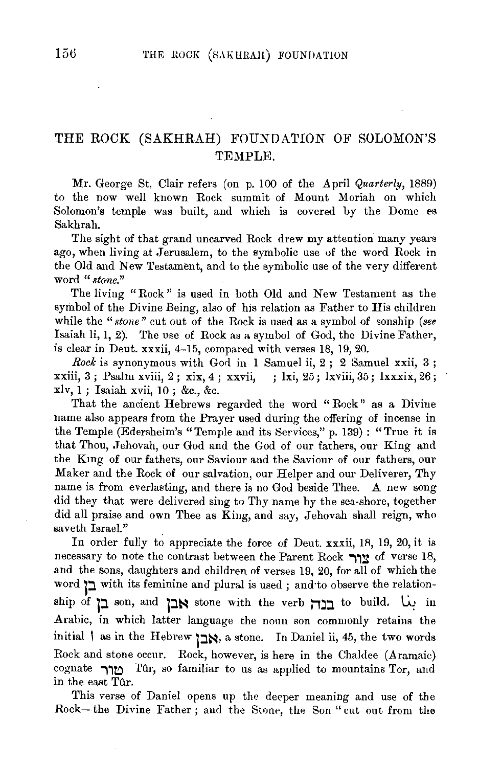# THE ROCK (SAKHRAH) FOUNDATION OF SOLOMON'S TEMPLE.

Mr. George St. Clair refers (on p. 100 of the April *Quarterly*, 1889) to the now well known Rock summit of Mount Moriah on which Solomon's temple was built, and which is covered by the Dome es Sakhrah.

The sight of that grand uncarved Rock drew my attention many years ago, when living at Jerusalem, to the symbolic use of the word Rock in the Old and New Testament, and to the symbolic use of the very different word "*stone.*"

The living "Rock" is used in both Old and New Testament as the symbol of the Divine Being, also of his relation as Father to His children while the "*stone*" cut out of the Rock is used as a symbol of sonship (*see* Isaiah li, 1, 2). The use of Rock as a symbol of God, the Divine Father, is clear in Deut. xxxii, 4–15, compared with verses 18, 19, 20.

*Rock* is synonymous with God in 1 Samuel ii, 2; 2 Samuel xxii, 3; xxiii, 3; Psalm xviii, 2; xix, 4; xxvii, ; lxi, 25; lxviii, 35; lxxxix, 26; xlv, 1; Isaiah xvii, 10; &c., &c.

That the ancient Hebrews regarded the word "Rock" as a Divine name also appears from the Prayer used during the offering of incense in the Temple (Edersheim's "Temple and its Services," p. 139): "True it is that Thou, Jehovah, our God and the God of our fathers, our King and the King of our fathers, our Saviour and the Saviour of our fathers, our Maker and the Rock of our salvation, our Helper and our Deliverer, Thy name is from everlasting, and there is no God beside Thee. A new song did they that were delivered sing to Thy name by the sea-shore, together did all praise and own Thee as King, and say, Jehovah shall reign, who saveth Israel."

In order fully to appreciate the force of Deut. xxxii, 18, 19, 20, it is necessary to note the contrast between the Parent Rock צור of verse 18, and the sons, daughters and children of verses 19, 20, for all of which the word בן with its feminine and plural is used; and to observe the relationship of בן son, and אבן stone with the verb בנה to build. بنا in Arabic, in which latter language the noun son commonly retains the initial ا as in the Hebrew אבן, a stone. In Daniel ii, 45, the two words Rock and stone occur. Rock, however, is here in the Chaldee (Aramaic) cognate טור Tûr, so familiar to us as applied to mountains Tor, and in the east Tûr.

This verse of Daniel opens up the deeper meaning and use of the Rock—the Divine Father; and the Stone, the Son "cut out from the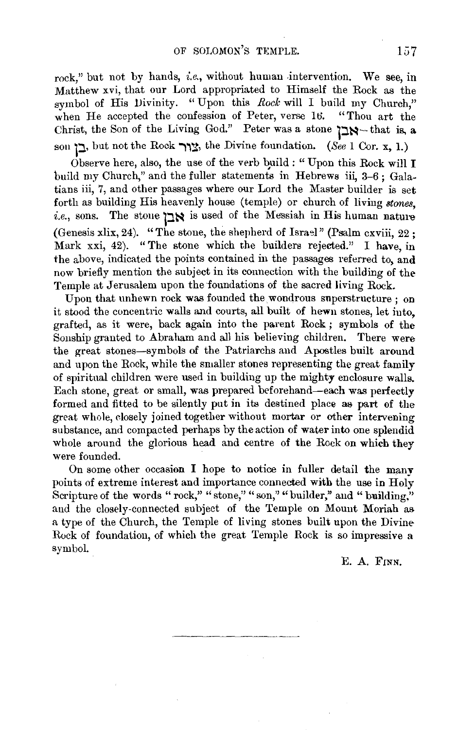rock," but not by hands, *i.e.*, without human intervention. We see, in Matthew xvi, that our Lord appropriated to Himself the Rock as the symbol of His Divinity. "Upon this *Rock* will I build my Church," when He accepted the confession of Peter, verse 16. "Thou art the Christ, the Son of the Living God." Peter was a stone אבן—that is, a son בן, but not the Rock צור, the Divine foundation. (*See* 1 Cor. x, 1.)

Observe here, also, the use of the verb build: "Upon this Rock will I build my Church," and the fuller statements in Hebrews iii, 3–6; Galatians iii, 7, and other passages where our Lord the Master builder is set forth as building His heavenly house (temple) or church of living *stones*, *i.e.*, sons. The stone אבן is used of the Messiah in His human nature (Genesis xlix, 24). "The stone, the shepherd of Israel" (Psalm cxviii, 22; Mark xxi, 42). "The stone which the builders rejected." I have, in the above, indicated the points contained in the passages referred to, and now briefly mention the subject in its connection with the building of the Temple at Jerusalem upon the foundations of the sacred living Rock.

Upon that unhewn rock was founded the wondrous superstructure; on it stood the concentric walls and courts, all built of hewn stones, let into, grafted, as it were, back again into the parent Rock; symbols of the Sonship granted to Abraham and all his believing children. There were the great stones—symbols of the Patriarchs and Apostles built around and upon the Rock, while the smaller stones representing the great family of spiritual children were used in building up the mighty enclosure walls. Each stone, great or small, was prepared beforehand—each was perfectly formed and fitted to be silently put in its destined place as part of the great whole, closely joined together without mortar or other intervening substance, and compacted perhaps by the action of water into one splendid whole around the glorious head and centre of the Rock on which they were founded.

On some other occasion I hope to notice in fuller detail the many points of extreme interest and importance connected with the use in Holy Scripture of the words "rock," "stone," "son," "builder," and "building," and the closely-connected subject of the Temple on Mount Moriah as a type of the Church, the Temple of living stones built upon the Divine Rock of foundation, of which the great Temple Rock is so impressive a symbol.

E. A. Finn.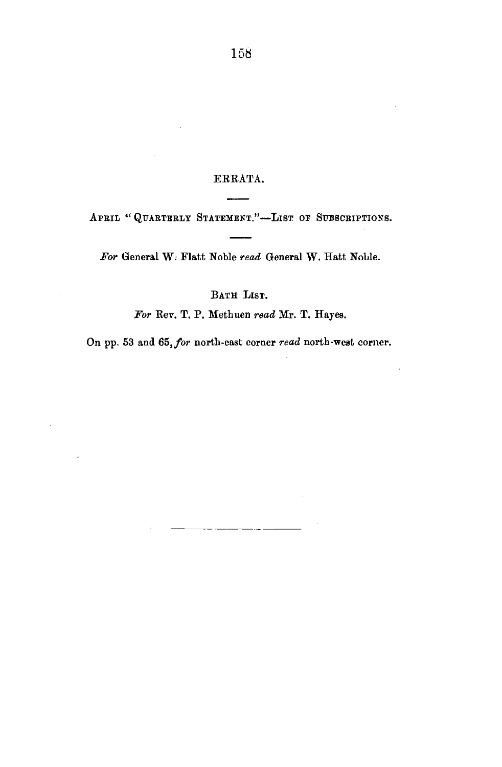## ERRATA.

APRIL "QUARTERLY STATEMENT."—LIST OF SUBSCRIPTIONS.

*For* General W. Flatt Noble *read* General W. Hatt Noble.

BATH LIST.

*For* Rev. T. P. Methuen *read* Mr. T. Hayes.

On pp. 53 and 65, *for* north-east corner *read* north-west corner.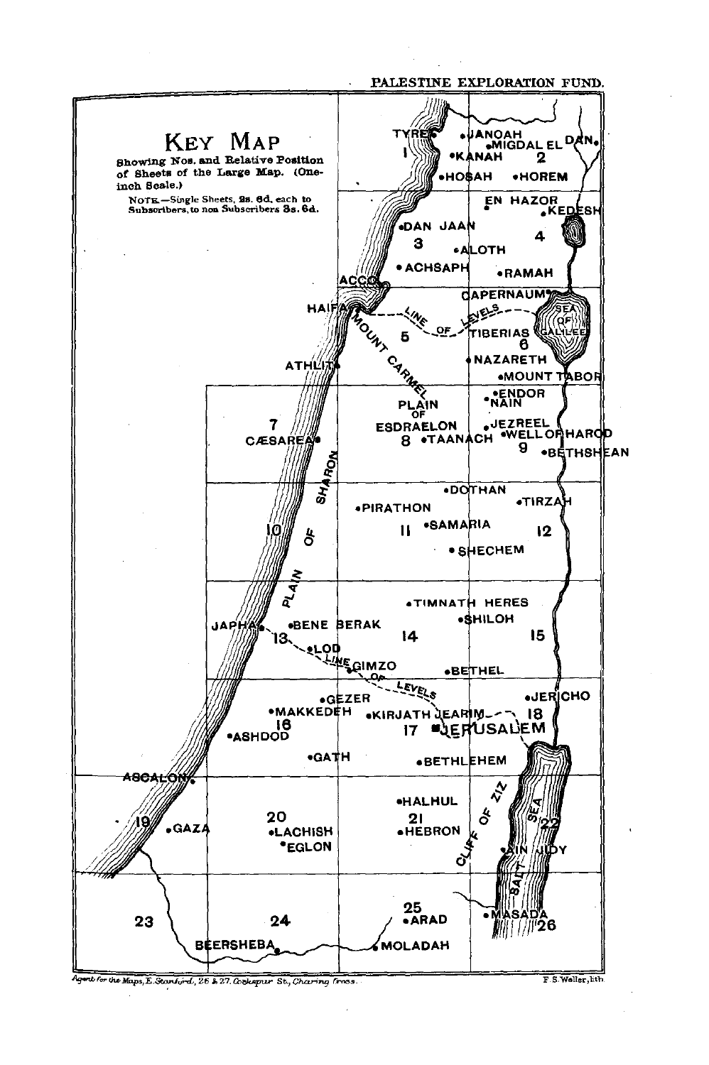PALESTINE EXPLORATION FUND.

# KEY MAP

**Showing Nos. and Relative Position of Sheets of the Large Map. (One-inch Scale.)**

NOTE.—Single Sheets, 2s. 6d. each to Subscribers, to non Subscribers 3s. 6d.

TYRE
JANOAH
MIGDAL EL
DAN
1
KANAH
2
HOSAH
HOREM
EN HAZOR
KEDESH
DAN JAAN
3
4
ALOTH
ACHSAPH
RAMAH
ACCO
CAPERNAUM
HAIFA
LINE OF LEVELS
SEA OF GALILEE
5
TIBERIAS
6
MOUNT CARMEL
ATHLIT
NAZARETH
MOUNT TABOR
ENDOR
NAIN
PLAIN OF ESDRAELON
7
JEZREEL
CÆSAREA
8
TAANACH
WELL OF HAROD
9
BETHSHEAN
SHARON
DOTHAN
PIRATHON
TIRZAH
10
11
SAMARIA
12
PLAIN OF SHARON
SHECHEM
TIMNATH HERES
SHILOH
JAPHA
BENE BERAK
13
14
15
LOD
LINE OF LEVELS
GIMZO
BETHEL
GEZER
JERICHO
MAKKEDEH
KIRJATH JEARIM
18
16
17
JERUSALEM
ASHDOD
GATH
BETHLEHEM
ASCALON
HALHUL
CLIFF OF ZIZ
20
21
19
GAZA
LACHISH
HEBRON
SALT SEA
22
EGLON
AIN JIDY
25
ARAD
MASADA
23
24
26
BEERSHEBA
MOLADAH

Agent for the Maps, E. Stanford, 26 & 27, Cockspur St., Charing Cross.

F. S. Weller, lith.